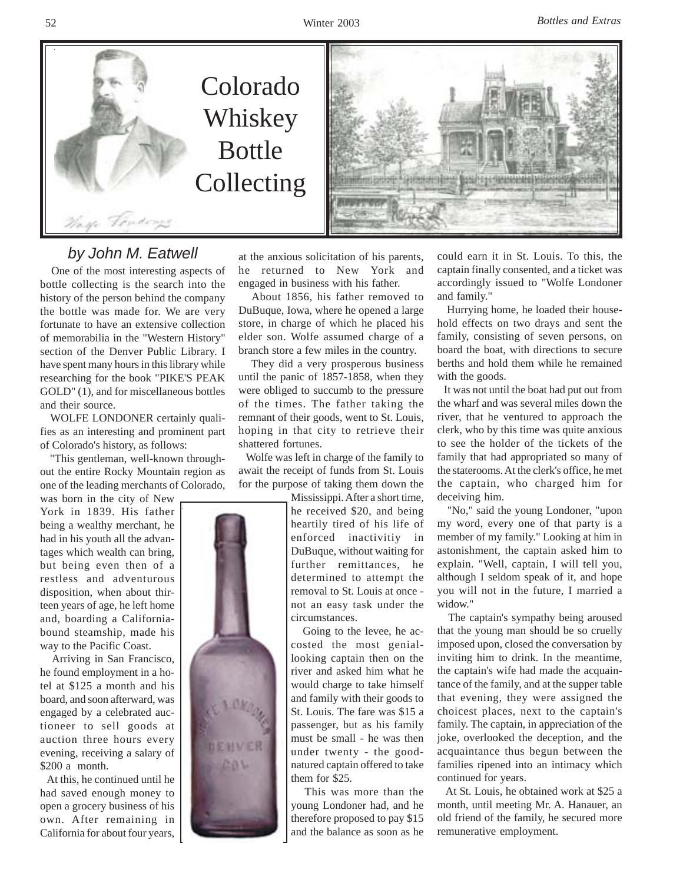# Colorado Whiskey Bottle Collecting

*by John M. Eatwell*

One of the most interesting aspects of bottle collecting is the search into the history of the person behind the company the bottle was made for. We are very fortunate to have an extensive collection of memorabilia in the "Western History" section of the Denver Public Library. I have spent many hours in this library while researching for the book "PIKE'S PEAK GOLD" (1), and for miscellaneous bottles and their source.

WOLFE LONDONER certainly qualifies as an interesting and prominent part of Colorado's history, as follows:

"This gentleman, well-known throughout the entire Rocky Mountain region as one of the leading merchants of Colorado, was born in the city of New York in 1839. His father being a wealthy merchant, he had in his youth all the advantages which wealth can bring, but being even then of a restless and adventurous disposition, when about thirteen years of age, he left home and, boarding a California-bound steamship, made his way to the Pacific Coast.

Arriving in San Francisco, he found employment in a hotel at $125 a month and his board, and soon afterward, was engaged by a celebrated auctioneer to sell goods at auction three hours every evening, receiving a salary of $200 a month.

At this, he continued until he had saved enough money to open a grocery business of his own. After remaining in California for about four years, at the anxious solicitation of his parents, he returned to New York and engaged in business with his father.

About 1856, his father removed to DuBuque, Iowa, where he opened a large store, in charge of which he placed his elder son. Wolfe assumed charge of a branch store a few miles in the country.

They did a very prosperous business until the panic of 1857-1858, when they were obliged to succumb to the pressure of the times. The father taking the remnant of their goods, went to St. Louis, hoping in that city to retrieve their shattered fortunes.

Wolfe was left in charge of the family to await the receipt of funds from St. Louis for the purpose of taking them down the Mississippi. After a short time, he received $20, and being heartily tired of his life of enforced inactivitiy in DuBuque, without waiting for further remittances, he determined to attempt the removal to St. Louis at once - not an easy task under the circumstances.

Going to the levee, he accosted the most genial-looking captain then on the river and asked him what he would charge to take himself and family with their goods to St. Louis. The fare was $15 a passenger, but as his family must be small - he was then under twenty - the good-natured captain offered to take them for $25.

This was more than the young Londoner had, and he therefore proposed to pay $15 and the balance as soon as he could earn it in St. Louis. To this, the captain finally consented, and a ticket was accordingly issued to "Wolfe Londoner and family."

Hurrying home, he loaded their household effects on two drays and sent the family, consisting of seven persons, on board the boat, with directions to secure berths and hold them while he remained with the goods.

It was not until the boat had put out from the wharf and was several miles down the river, that he ventured to approach the clerk, who by this time was quite anxious to see the holder of the tickets of the family that had appropriated so many of the staterooms. At the clerk's office, he met the captain, who charged him for deceiving him.

"No," said the young Londoner, "upon my word, every one of that party is a member of my family." Looking at him in astonishment, the captain asked him to explain. "Well, captain, I will tell you, although I seldom speak of it, and hope you will not in the future, I married a widow."

The captain's sympathy being aroused that the young man should be so cruelly imposed upon, closed the conversation by inviting him to drink. In the meantime, the captain's wife had made the acquaintance of the family, and at the supper table that evening, they were assigned the choicest places, next to the captain's family. The captain, in appreciation of the joke, overlooked the deception, and the acquaintance thus begun between the families ripened into an intimacy which continued for years.

At St. Louis, he obtained work at $25 a month, until meeting Mr. A. Hanauer, an old friend of the family, he secured more remunerative employment.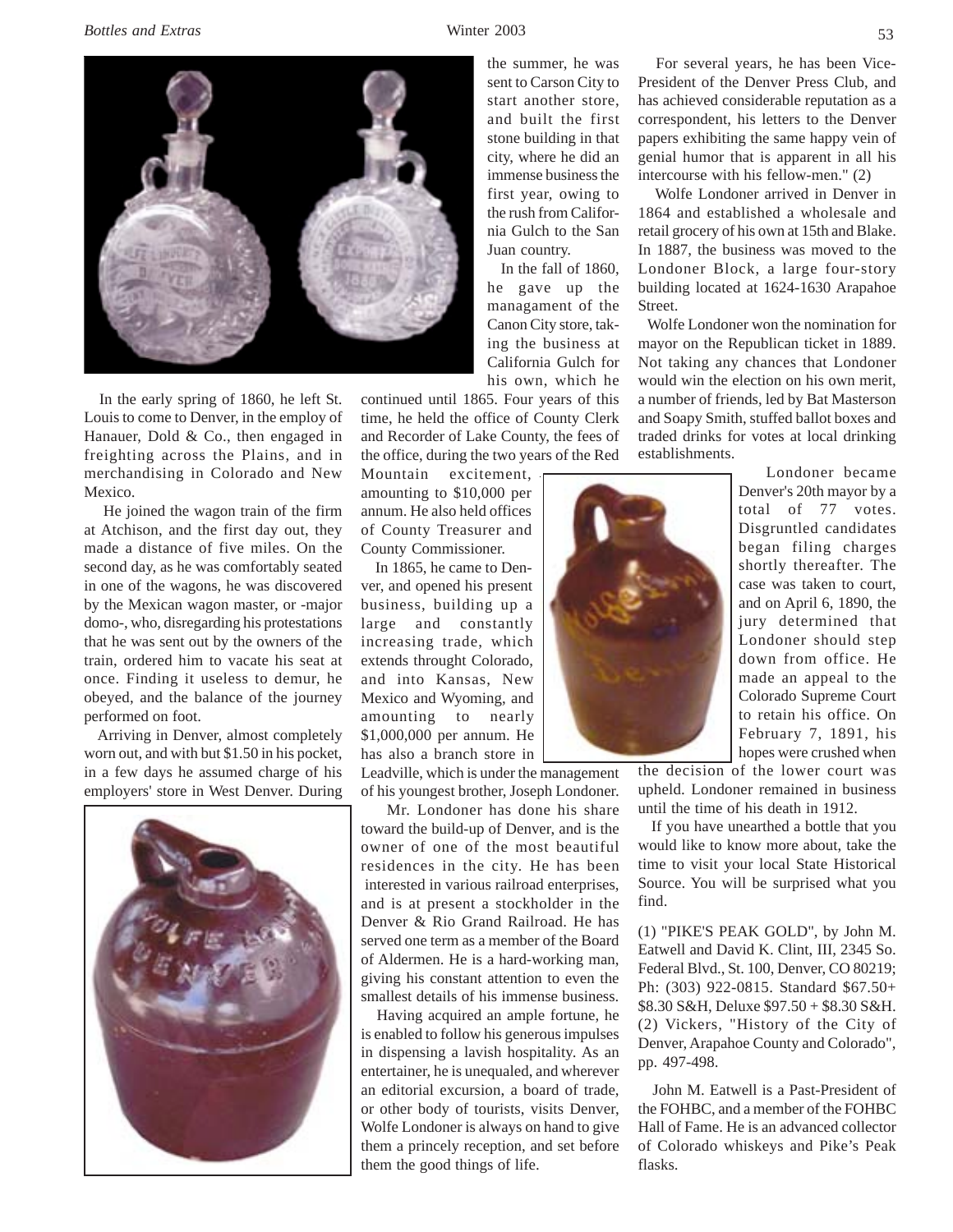In the early spring of 1860, he left St. Louis to come to Denver, in the employ of Hanauer, Dold & Co., then engaged in freighting across the Plains, and in merchandising in Colorado and New Mexico.

He joined the wagon train of the firm at Atchison, and the first day out, they made a distance of five miles. On the second day, as he was comfortably seated in one of the wagons, he was discovered by the Mexican wagon master, or -major domo-, who, disregarding his protestations that he was sent out by the owners of the train, ordered him to vacate his seat at once. Finding it useless to demur, he obeyed, and the balance of the journey performed on foot.

Arriving in Denver, almost completely worn out, and with but $1.50 in his pocket, in a few days he assumed charge of his employers' store in West Denver. During the summer, he was sent to Carson City to start another store, and built the first stone building in that city, where he did an immense business the first year, owing to the rush from California Gulch to the San Juan country.

In the fall of 1860, he gave up the managament of the Canon City store, taking the business at California Gulch for his own, which he continued until 1865. Four years of this time, he held the office of County Clerk and Recorder of Lake County, the fees of the office, during the two years of the Red Mountain excitement, amounting to $10,000 per annum. He also held offices of County Treasurer and County Commissioner.

In 1865, he came to Denver, and opened his present business, building up a large and constantly increasing trade, which extends throught Colorado, and into Kansas, New Mexico and Wyoming, and amounting to nearly $1,000,000 per annum. He has also a branch store in Leadville, which is under the management of his youngest brother, Joseph Londoner.

Mr. Londoner has done his share toward the build-up of Denver, and is the owner of one of the most beautiful residences in the city. He has been interested in various railroad enterprises, and is at present a stockholder in the Denver & Rio Grand Railroad. He has served one term as a member of the Board of Aldermen. He is a hard-working man, giving his constant attention to even the smallest details of his immense business.

Having acquired an ample fortune, he is enabled to follow his generous impulses in dispensing a lavish hospitality. As an entertainer, he is unequaled, and wherever an editorial excursion, a board of trade, or other body of tourists, visits Denver, Wolfe Londoner is always on hand to give them a princely reception, and set before them the good things of life.

For several years, he has been Vice-President of the Denver Press Club, and has achieved considerable reputation as a correspondent, his letters to the Denver papers exhibiting the same happy vein of genial humor that is apparent in all his intercourse with his fellow-men." (2)

Wolfe Londoner arrived in Denver in 1864 and established a wholesale and retail grocery of his own at 15th and Blake. In 1887, the business was moved to the Londoner Block, a large four-story building located at 1624-1630 Arapahoe Street.

Wolfe Londoner won the nomination for mayor on the Republican ticket in 1889. Not taking any chances that Londoner would win the election on his own merit, a number of friends, led by Bat Masterson and Soapy Smith, stuffed ballot boxes and traded drinks for votes at local drinking establishments.

Londoner became Denver's 20th mayor by a total of 77 votes. Disgruntled candidates began filing charges shortly thereafter. The case was taken to court, and on April 6, 1890, the jury determined that Londoner should step down from office. He made an appeal to the Colorado Supreme Court to retain his office. On February 7, 1891, his hopes were crushed when the decision of the lower court was upheld. Londoner remained in business until the time of his death in 1912.

If you have unearthed a bottle that you would like to know more about, take the time to visit your local State Historical Source. You will be surprised what you find.

(1) "PIKE'S PEAK GOLD", by John M. Eatwell and David K. Clint, III, 2345 So. Federal Blvd., St. 100, Denver, CO 80219; Ph: (303) 922-0815. Standard $67.50+ $8.30 S&H, Deluxe $97.50 + $8.30 S&H.
(2) Vickers, "History of the City of Denver, Arapahoe County and Colorado", pp. 497-498.

John M. Eatwell is a Past-President of the FOHBC, and a member of the FOHBC Hall of Fame. He is an advanced collector of Colorado whiskeys and Pike's Peak flasks.